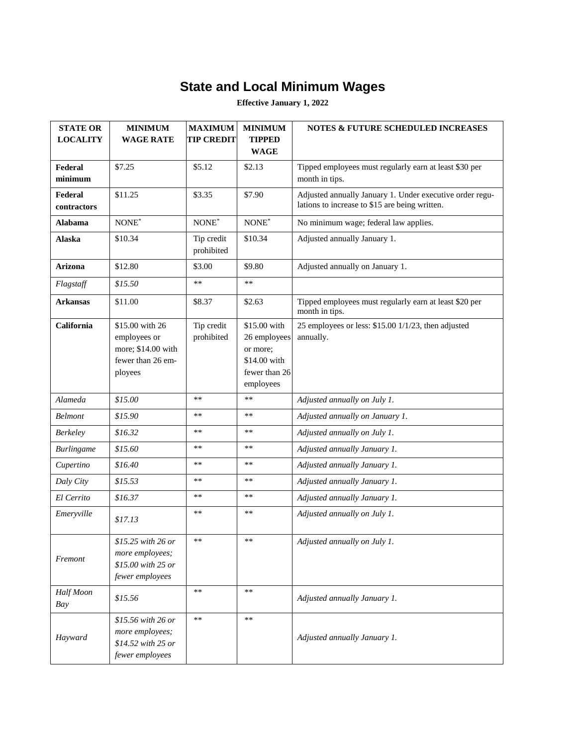# State and Local Minimum Wages

**Effective January 1, 2022**

| STATE OR LOCALITY | MINIMUM WAGE RATE | MAXIMUM TIP CREDIT | MINIMUM TIPPED WAGE | NOTES & FUTURE SCHEDULED INCREASES |
|---|---|---|---|---|
| **Federal minimum** | $7.25 | $5.12 | $2.13 | Tipped employees must regularly earn at least $30 per month in tips. |
| **Federal contractors** | $11.25 | $3.35 | $7.90 | Adjusted annually January 1. Under executive order regulations to increase to $15 are being written. |
| **Alabama** | NONE* | NONE* | NONE* | No minimum wage; federal law applies. |
| **Alaska** | $10.34 | Tip credit prohibited | $10.34 | Adjusted annually January 1. |
| **Arizona** | $12.80 | $3.00 | $9.80 | Adjusted annually on January 1. |
| *Flagstaff* | *$15.50* | ** | ** | |
| **Arkansas** | $11.00 | $8.37 | $2.63 | Tipped employees must regularly earn at least $20 per month in tips. |
| **California** | $15.00 with 26 employees or more; $14.00 with fewer than 26 employees | Tip credit prohibited | $15.00 with 26 employees or more; $14.00 with fewer than 26 employees | 25 employees or less: $15.00 1/1/23, then adjusted annually. |
| *Alameda* | *$15.00* | ** | ** | *Adjusted annually on July 1.* |
| *Belmont* | *$15.90* | ** | ** | *Adjusted annually on January 1.* |
| *Berkeley* | *$16.32* | ** | ** | *Adjusted annually on July 1.* |
| *Burlingame* | *$15.60* | ** | ** | *Adjusted annually January 1.* |
| *Cupertino* | *$16.40* | ** | ** | *Adjusted annually January 1.* |
| *Daly City* | *$15.53* | ** | ** | *Adjusted annually January 1.* |
| *El Cerrito* | *$16.37* | ** | ** | *Adjusted annually January 1.* |
| *Emeryville* | *$17.13* | ** | ** | *Adjusted annually on July 1.* |
| *Fremont* | *$15.25 with 26 or more employees; $15.00 with 25 or fewer employees* | ** | ** | *Adjusted annually on July 1.* |
| *Half Moon Bay* | *$15.56* | ** | ** | *Adjusted annually January 1.* |
| *Hayward* | *$15.56 with 26 or more employees; $14.52 with 25 or fewer employees* | ** | ** | *Adjusted annually January 1.* |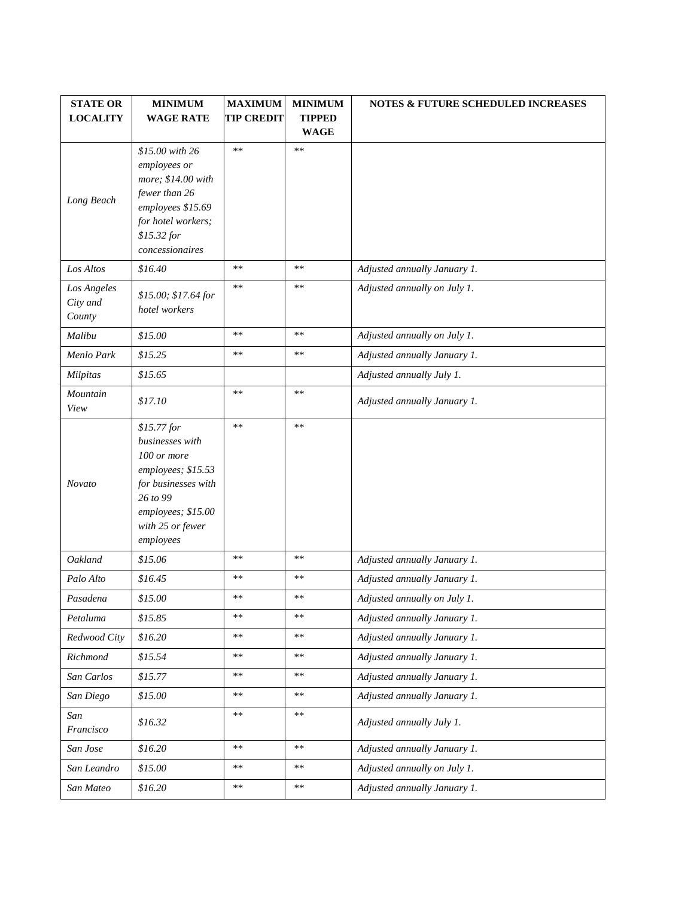| STATE OR LOCALITY | MINIMUM WAGE RATE | MAXIMUM TIP CREDIT | MINIMUM TIPPED WAGE | NOTES & FUTURE SCHEDULED INCREASES |
|---|---|---|---|---|
| *Long Beach* | *$15.00 with 26 employees or more; $14.00 with fewer than 26 employees $15.69 for hotel workers; $15.32 for concessionaires* | ** | ** | |
| *Los Altos* | *$16.40* | ** | ** | *Adjusted annually January 1.* |
| *Los Angeles City and County* | *$15.00; $17.64 for hotel workers* | ** | ** | *Adjusted annually on July 1.* |
| *Malibu* | *$15.00* | ** | ** | *Adjusted annually on July 1.* |
| *Menlo Park* | *$15.25* | ** | ** | *Adjusted annually January 1.* |
| *Milpitas* | *$15.65* | | | *Adjusted annually July 1.* |
| *Mountain View* | *$17.10* | ** | ** | *Adjusted annually January 1.* |
| *Novato* | *$15.77 for businesses with 100 or more employees; $15.53 for businesses with 26 to 99 employees; $15.00 with 25 or fewer employees* | ** | ** | |
| *Oakland* | *$15.06* | ** | ** | *Adjusted annually January 1.* |
| *Palo Alto* | *$16.45* | ** | ** | *Adjusted annually January 1.* |
| *Pasadena* | *$15.00* | ** | ** | *Adjusted annually on July 1.* |
| *Petaluma* | *$15.85* | ** | ** | *Adjusted annually January 1.* |
| *Redwood City* | *$16.20* | ** | ** | *Adjusted annually January 1.* |
| *Richmond* | *$15.54* | ** | ** | *Adjusted annually January 1.* |
| *San Carlos* | *$15.77* | ** | ** | *Adjusted annually January 1.* |
| *San Diego* | *$15.00* | ** | ** | *Adjusted annually January 1.* |
| *San Francisco* | *$16.32* | ** | ** | *Adjusted annually July 1.* |
| *San Jose* | *$16.20* | ** | ** | *Adjusted annually January 1.* |
| *San Leandro* | *$15.00* | ** | ** | *Adjusted annually on July 1.* |
| *San Mateo* | *$16.20* | ** | ** | *Adjusted annually January 1.* |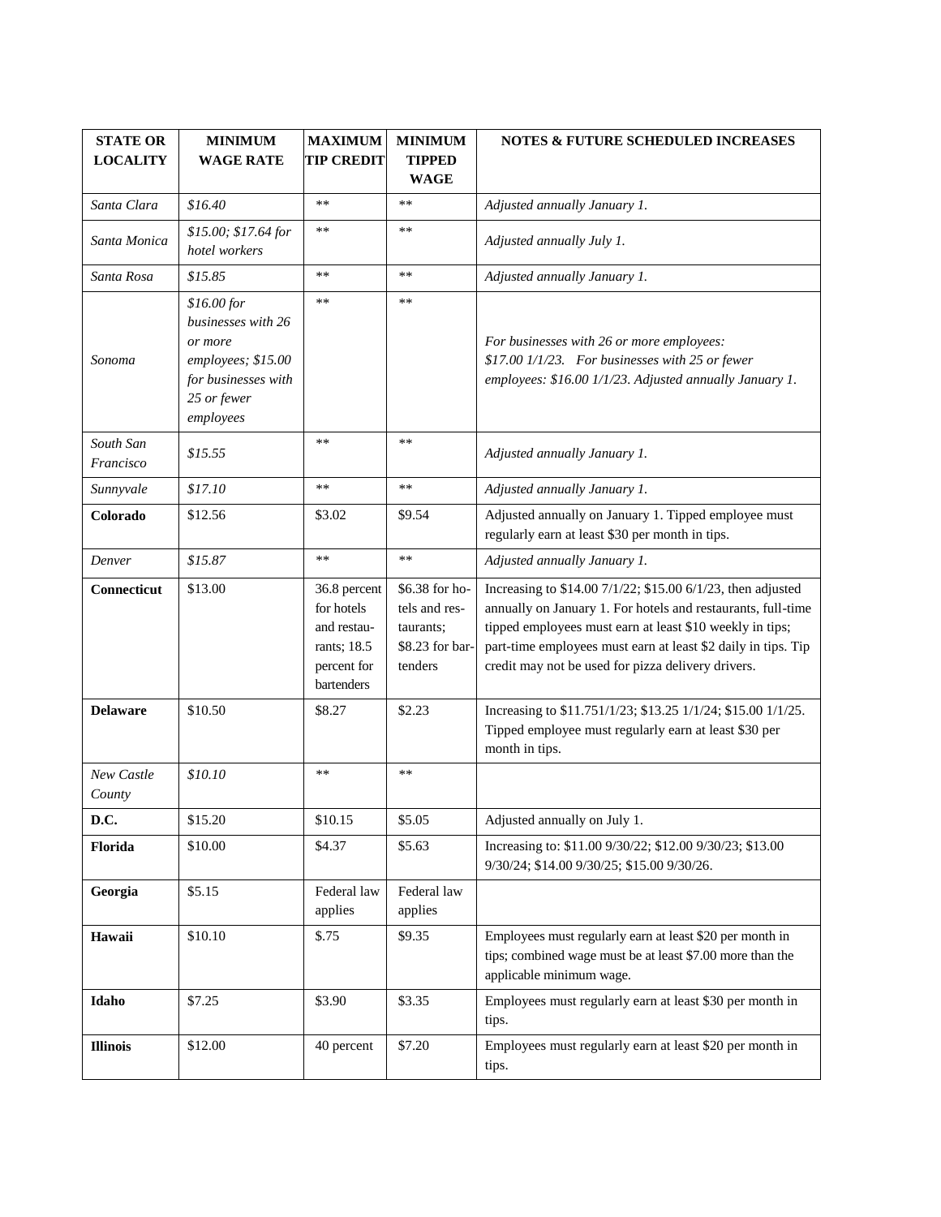| STATE OR LOCALITY | MINIMUM WAGE RATE | MAXIMUM TIP CREDIT | MINIMUM TIPPED WAGE | NOTES & FUTURE SCHEDULED INCREASES |
|---|---|---|---|---|
| *Santa Clara* | *$16.40* | ** | ** | *Adjusted annually January 1.* |
| *Santa Monica* | *$15.00; $17.64 for hotel workers* | ** | ** | *Adjusted annually July 1.* |
| *Santa Rosa* | *$15.85* | ** | ** | *Adjusted annually January 1.* |
| *Sonoma* | *$16.00 for businesses with 26 or more employees; $15.00 for businesses with 25 or fewer employees* | ** | ** | *For businesses with 26 or more employees: $17.00 1/1/23. For businesses with 25 or fewer employees: $16.00 1/1/23. Adjusted annually January 1.* |
| *South San Francisco* | *$15.55* | ** | ** | *Adjusted annually January 1.* |
| *Sunnyvale* | *$17.10* | ** | ** | *Adjusted annually January 1.* |
| **Colorado** | $12.56 | $3.02 | $9.54 | Adjusted annually on January 1. Tipped employee must regularly earn at least $30 per month in tips. |
| *Denver* | *$15.87* | ** | ** | *Adjusted annually January 1.* |
| **Connecticut** | $13.00 | 36.8 percent for hotels and restaurants; 18.5 percent for bartenders | $6.38 for hotels and restaurants; $8.23 for bartenders | Increasing to $14.00 7/1/22; $15.00 6/1/23, then adjusted annually on January 1. For hotels and restaurants, full-time tipped employees must earn at least $10 weekly in tips; part-time employees must earn at least $2 daily in tips. Tip credit may not be used for pizza delivery drivers. |
| **Delaware** | $10.50 | $8.27 | $2.23 | Increasing to $11.751/1/23; $13.25 1/1/24; $15.00 1/1/25. Tipped employee must regularly earn at least $30 per month in tips. |
| *New Castle County* | *$10.10* | ** | ** | |
| **D.C.** | $15.20 | $10.15 | $5.05 | Adjusted annually on July 1. |
| **Florida** | $10.00 | $4.37 | $5.63 | Increasing to: $11.00 9/30/22; $12.00 9/30/23; $13.00 9/30/24; $14.00 9/30/25; $15.00 9/30/26. |
| **Georgia** | $5.15 | Federal law applies | Federal law applies | |
| **Hawaii** | $10.10 | $.75 | $9.35 | Employees must regularly earn at least $20 per month in tips; combined wage must be at least $7.00 more than the applicable minimum wage. |
| **Idaho** | $7.25 | $3.90 | $3.35 | Employees must regularly earn at least $30 per month in tips. |
| **Illinois** | $12.00 | 40 percent | $7.20 | Employees must regularly earn at least $20 per month in tips. |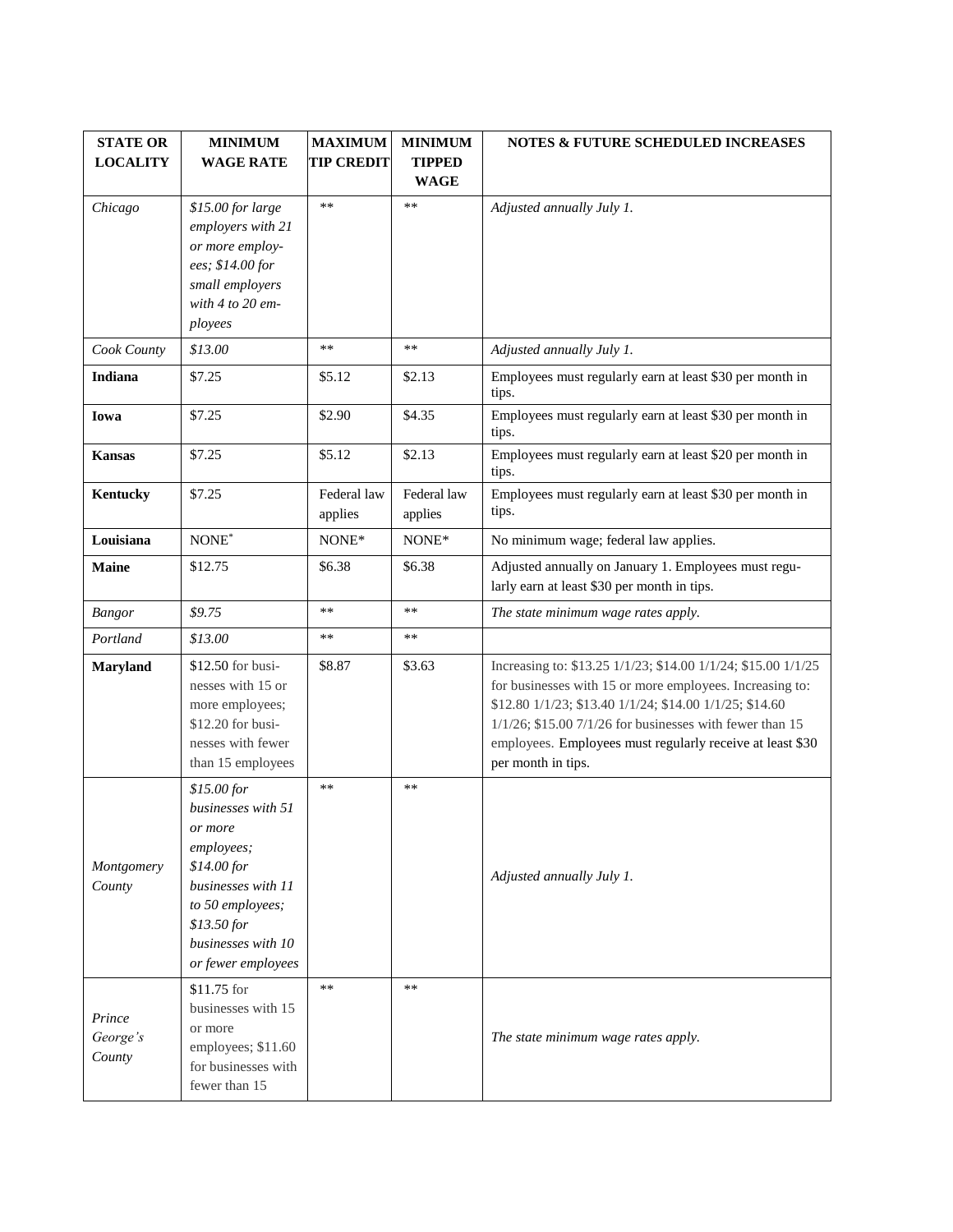| STATE OR LOCALITY | MINIMUM WAGE RATE | MAXIMUM TIP CREDIT | MINIMUM TIPPED WAGE | NOTES & FUTURE SCHEDULED INCREASES |
|---|---|---|---|---|
| *Chicago* | *$15.00 for large employers with 21 or more employees; $14.00 for small employers with 4 to 20 employees* | ** | ** | *Adjusted annually July 1.* |
| *Cook County* | *$13.00* | ** | ** | *Adjusted annually July 1.* |
| **Indiana** | $7.25 | $5.12 | $2.13 | Employees must regularly earn at least $30 per month in tips. |
| **Iowa** | $7.25 | $2.90 | $4.35 | Employees must regularly earn at least $30 per month in tips. |
| **Kansas** | $7.25 | $5.12 | $2.13 | Employees must regularly earn at least $20 per month in tips. |
| **Kentucky** | $7.25 | Federal law applies | Federal law applies | Employees must regularly earn at least $30 per month in tips. |
| **Louisiana** | NONE* | NONE* | NONE* | No minimum wage; federal law applies. |
| **Maine** | $12.75 | $6.38 | $6.38 | Adjusted annually on January 1. Employees must regularly earn at least $30 per month in tips. |
| *Bangor* | *$9.75* | ** | ** | *The state minimum wage rates apply.* |
| *Portland* | *$13.00* | ** | ** | |
| **Maryland** | $12.50 for businesses with 15 or more employees; $12.20 for businesses with fewer than 15 employees | $8.87 | $3.63 | Increasing to: $13.25 1/1/23; $14.00 1/1/24; $15.00 1/1/25 for businesses with 15 or more employees. Increasing to: $12.80 1/1/23; $13.40 1/1/24; $14.00 1/1/25; $14.60 1/1/26; $15.00 7/1/26 for businesses with fewer than 15 employees. Employees must regularly receive at least $30 per month in tips. |
| *Montgomery County* | *$15.00 for businesses with 51 or more employees; $14.00 for businesses with 11 to 50 employees; $13.50 for businesses with 10 or fewer employees* | ** | ** | *Adjusted annually July 1.* |
| *Prince George's County* | $11.75 for businesses with 15 or more employees; $11.60 for businesses with fewer than 15 | ** | ** | *The state minimum wage rates apply.* |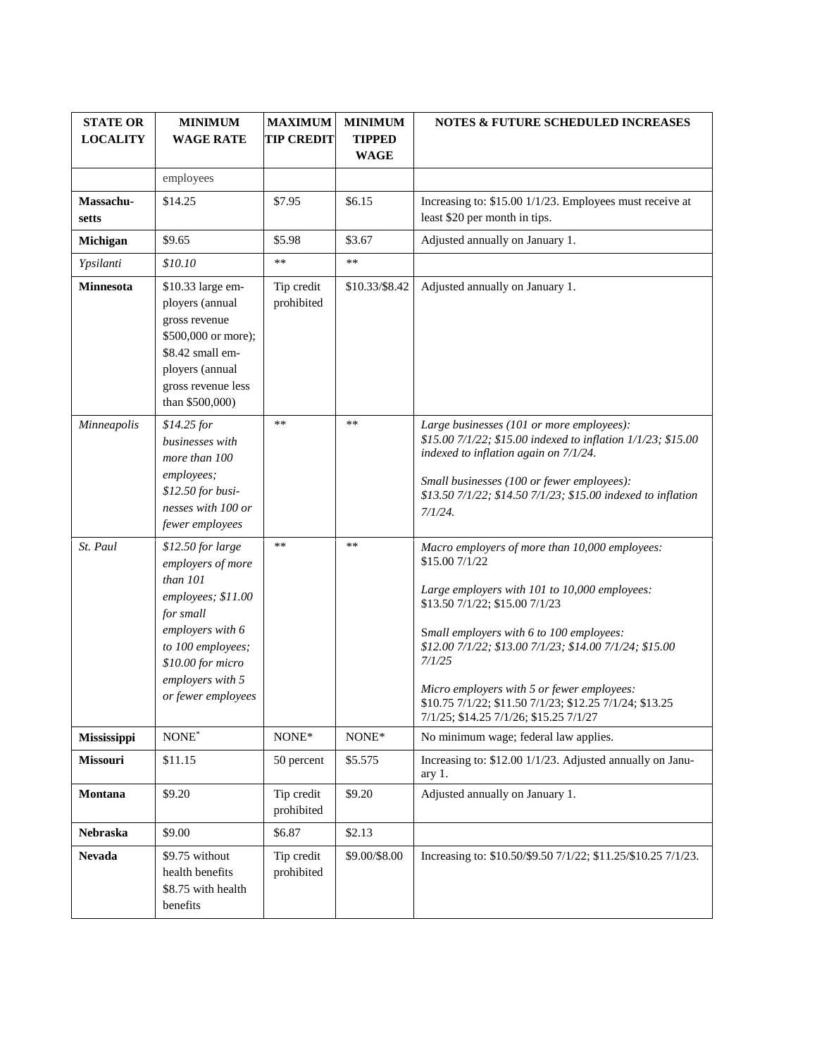| STATE OR LOCALITY | MINIMUM WAGE RATE | MAXIMUM TIP CREDIT | MINIMUM TIPPED WAGE | NOTES & FUTURE SCHEDULED INCREASES |
|---|---|---|---|---|
| | employees | | | |
| **Massachusetts** | $14.25 | $7.95 | $6.15 | Increasing to: $15.00 1/1/23. Employees must receive at least $20 per month in tips. |
| **Michigan** | $9.65 | $5.98 | $3.67 | Adjusted annually on January 1. |
| *Ypsilanti* | *$10.10* | ** | ** | |
| **Minnesota** | $10.33 large employers (annual gross revenue $500,000 or more); $8.42 small employers (annual gross revenue less than $500,000) | Tip credit prohibited | $10.33/$8.42 | Adjusted annually on January 1. |
| *Minneapolis* | *$14.25 for businesses with more than 100 employees; $12.50 for businesses with 100 or fewer employees* | ** | ** | *Large businesses (101 or more employees): $15.00 7/1/22; $15.00 indexed to inflation 1/1/23; $15.00 indexed to inflation again on 7/1/24.* *Small businesses (100 or fewer employees): $13.50 7/1/22; $14.50 7/1/23; $15.00 indexed to inflation 7/1/24.* |
| *St. Paul* | *$12.50 for large employers of more than 101 employees; $11.00 for small employers with 6 to 100 employees; $10.00 for micro employers with 5 or fewer employees* | ** | ** | *Macro employers of more than 10,000 employees:* $15.00 7/1/22 *Large employers with 101 to 10,000 employees:* $13.50 7/1/22; $15.00 7/1/23 Small employers with 6 to 100 employees: *$12.00 7/1/22; $13.00 7/1/23; $14.00 7/1/24; $15.00 7/1/25* *Micro employers with 5 or fewer employees:* $10.75 7/1/22; $11.50 7/1/23; $12.25 7/1/24; $13.25 7/1/25; $14.25 7/1/26; $15.25 7/1/27 |
| **Mississippi** | NONE* | NONE* | NONE* | No minimum wage; federal law applies. |
| **Missouri** | $11.15 | 50 percent | $5.575 | Increasing to: $12.00 1/1/23. Adjusted annually on January 1. |
| **Montana** | $9.20 | Tip credit prohibited | $9.20 | Adjusted annually on January 1. |
| **Nebraska** | $9.00 | $6.87 | $2.13 | |
| **Nevada** | $9.75 without health benefits $8.75 with health benefits | Tip credit prohibited | $9.00/$8.00 | Increasing to: $10.50/$9.50 7/1/22; $11.25/$10.25 7/1/23. |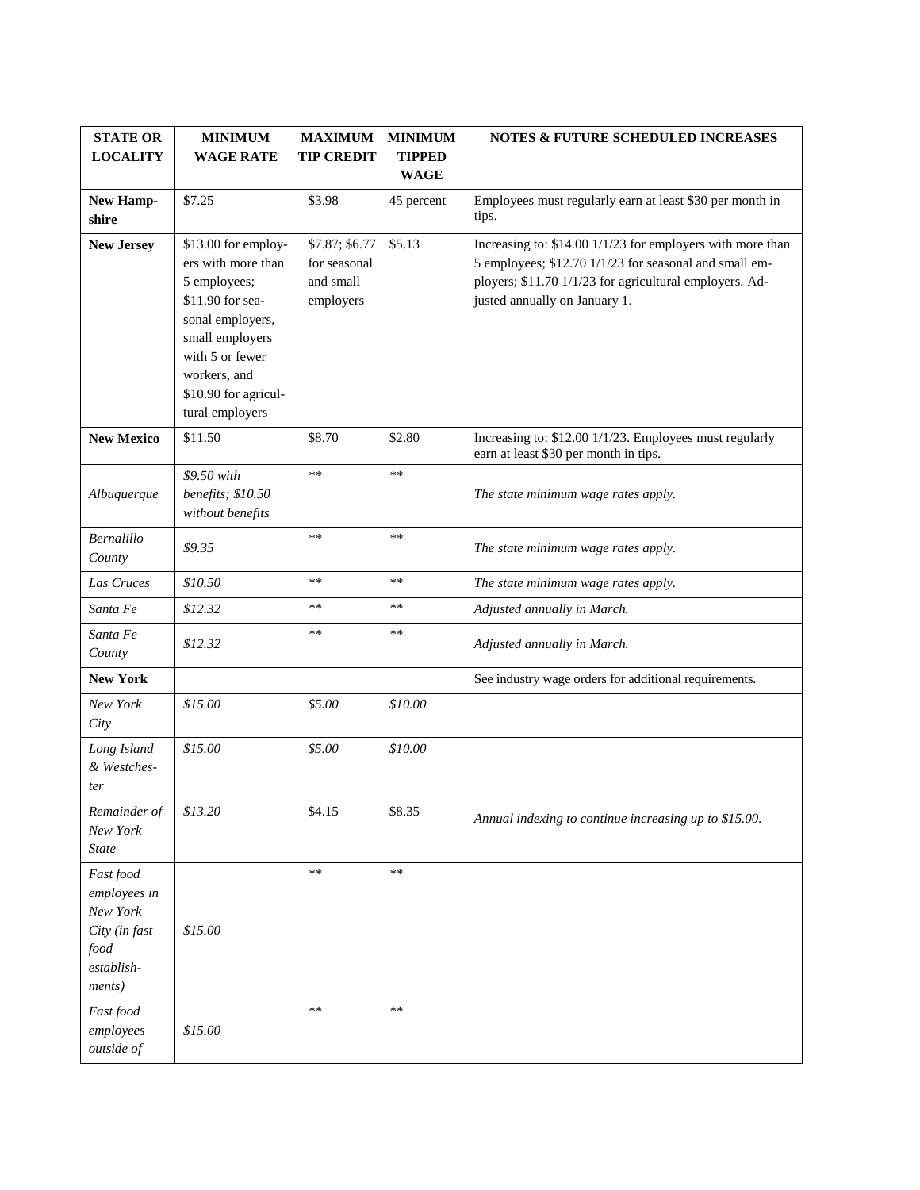| STATE OR LOCALITY | MINIMUM WAGE RATE | MAXIMUM TIP CREDIT | MINIMUM TIPPED WAGE | NOTES & FUTURE SCHEDULED INCREASES |
|---|---|---|---|---|
| **New Hampshire** | $7.25 | $3.98 | 45 percent | Employees must regularly earn at least $30 per month in tips. |
| **New Jersey** | $13.00 for employers with more than 5 employees; $11.90 for seasonal employers, small employers with 5 or fewer workers, and $10.90 for agricultural employers | $7.87; $6.77 for seasonal and small employers | $5.13 | Increasing to: $14.00 1/1/23 for employers with more than 5 employees; $12.70 1/1/23 for seasonal and small employers; $11.70 1/1/23 for agricultural employers. Adjusted annually on January 1. |
| **New Mexico** | $11.50 | $8.70 | $2.80 | Increasing to: $12.00 1/1/23. Employees must regularly earn at least $30 per month in tips. |
| *Albuquerque* | *$9.50 with benefits; $10.50 without benefits* | ** | ** | *The state minimum wage rates apply.* |
| *Bernalillo County* | *$9.35* | ** | ** | *The state minimum wage rates apply.* |
| *Las Cruces* | *$10.50* | ** | ** | *The state minimum wage rates apply.* |
| *Santa Fe* | *$12.32* | ** | ** | *Adjusted annually in March.* |
| *Santa Fe County* | *$12.32* | ** | ** | *Adjusted annually in March.* |
| **New York** | | | | See industry wage orders for additional requirements. |
| *New York City* | *$15.00* | *$5.00* | *$10.00* | |
| *Long Island & Westchester* | *$15.00* | *$5.00* | *$10.00* | |
| *Remainder of New York State* | *$13.20* | $4.15 | $8.35 | *Annual indexing to continue increasing up to $15.00.* |
| *Fast food employees in New York City (in fast food establishments)* | *$15.00* | ** | ** | |
| *Fast food employees outside of* | *$15.00* | ** | ** | |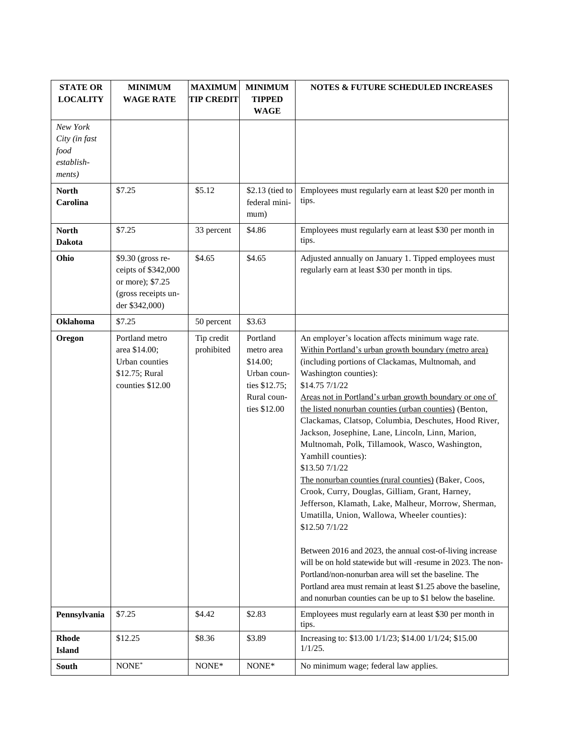| STATE OR LOCALITY | MINIMUM WAGE RATE | MAXIMUM TIP CREDIT | MINIMUM TIPPED WAGE | NOTES & FUTURE SCHEDULED INCREASES |
|---|---|---|---|---|
| *New York City (in fast food establishments)* | | | | |
| **North Carolina** | $7.25 | $5.12 | $2.13 (tied to federal minimum) | Employees must regularly earn at least $20 per month in tips. |
| **North Dakota** | $7.25 | 33 percent | $4.86 | Employees must regularly earn at least $30 per month in tips. |
| **Ohio** | $9.30 (gross receipts of $342,000 or more); $7.25 (gross receipts under $342,000) | $4.65 | $4.65 | Adjusted annually on January 1. Tipped employees must regularly earn at least $30 per month in tips. |
| **Oklahoma** | $7.25 | 50 percent | $3.63 | |
| **Oregon** | Portland metro area $14.00; Urban counties $12.75; Rural counties $12.00 | Tip credit prohibited | Portland metro area $14.00; Urban counties $12.75; Rural counties $12.00 | An employer's location affects minimum wage rate. <u>Within Portland's urban growth boundary (metro area)</u> (including portions of Clackamas, Multnomah, and Washington counties): $14.75 7/1/22 <u>Areas not in Portland's urban growth boundary or one of the listed nonurban counties (urban counties)</u> (Benton, Clackamas, Clatsop, Columbia, Deschutes, Hood River, Jackson, Josephine, Lane, Lincoln, Linn, Marion, Multnomah, Polk, Tillamook, Wasco, Washington, Yamhill counties): $13.50 7/1/22 <u>The nonurban counties (rural counties)</u> (Baker, Coos, Crook, Curry, Douglas, Gilliam, Grant, Harney, Jefferson, Klamath, Lake, Malheur, Morrow, Sherman, Umatilla, Union, Wallowa, Wheeler counties): $12.50 7/1/22<br><br>Between 2016 and 2023, the annual cost-of-living increase will be on hold statewide but will -resume in 2023. The non-Portland/non-nonurban area will set the baseline. The Portland area must remain at least $1.25 above the baseline, and nonurban counties can be up to $1 below the baseline. |
| **Pennsylvania** | $7.25 | $4.42 | $2.83 | Employees must regularly earn at least $30 per month in tips. |
| **Rhode Island** | $12.25 | $8.36 | $3.89 | Increasing to: $13.00 1/1/23; $14.00 1/1/24; $15.00 1/1/25. |
| **South** | NONE* | NONE* | NONE* | No minimum wage; federal law applies. |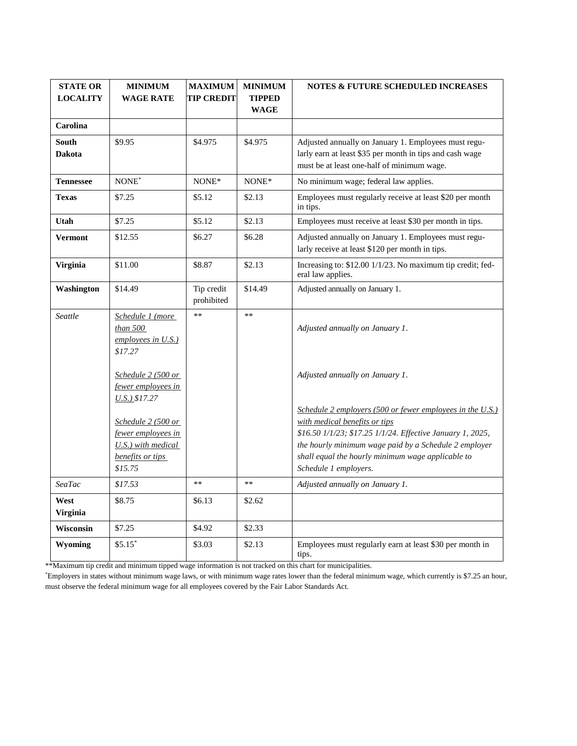| STATE OR LOCALITY | MINIMUM WAGE RATE | MAXIMUM TIP CREDIT | MINIMUM TIPPED WAGE | NOTES & FUTURE SCHEDULED INCREASES |
|---|---|---|---|---|
| **Carolina** | | | | |
| **South Dakota** | $9.95 | $4.975 | $4.975 | Adjusted annually on January 1. Employees must regularly earn at least $35 per month in tips and cash wage must be at least one-half of minimum wage. |
| **Tennessee** | NONE* | NONE* | NONE* | No minimum wage; federal law applies. |
| **Texas** | $7.25 | $5.12 | $2.13 | Employees must regularly receive at least $20 per month in tips. |
| **Utah** | $7.25 | $5.12 | $2.13 | Employees must receive at least $30 per month in tips. |
| **Vermont** | $12.55 | $6.27 | $6.28 | Adjusted annually on January 1. Employees must regularly receive at least $120 per month in tips. |
| **Virginia** | $11.00 | $8.87 | $2.13 | Increasing to: $12.00 1/1/23. No maximum tip credit; federal law applies. |
| **Washington** | $14.49 | Tip credit prohibited | $14.49 | Adjusted annually on January 1. |
| *Seattle* | *Schedule 1 (more than 500 employees in U.S.) $17.27*<br><br>*Schedule 2 (500 or fewer employees in U.S.) $17.27*<br><br>*Schedule 2 (500 or fewer employees in U.S.) with medical benefits or tips $15.75* | ** | ** | *Adjusted annually on January 1.*<br><br>*Adjusted annually on January 1.*<br><br>*Schedule 2 employers (500 or fewer employees in the U.S.) with medical benefits or tips $16.50 1/1/23; $17.25 1/1/24. Effective January 1, 2025, the hourly minimum wage paid by a Schedule 2 employer shall equal the hourly minimum wage applicable to Schedule 1 employers.* |
| *SeaTac* | *$17.53* | ** | ** | *Adjusted annually on January 1.* |
| **West Virginia** | $8.75 | $6.13 | $2.62 | |
| **Wisconsin** | $7.25 | $4.92 | $2.33 | |
| **Wyoming** | $5.15* | $3.03 | $2.13 | Employees must regularly earn at least $30 per month in tips. |

**Maximum tip credit and minimum tipped wage information is not tracked on this chart for municipalities.

*Employers in states without minimum wage laws, or with minimum wage rates lower than the federal minimum wage, which currently is $7.25 an hour, must observe the federal minimum wage for all employees covered by the Fair Labor Standards Act.